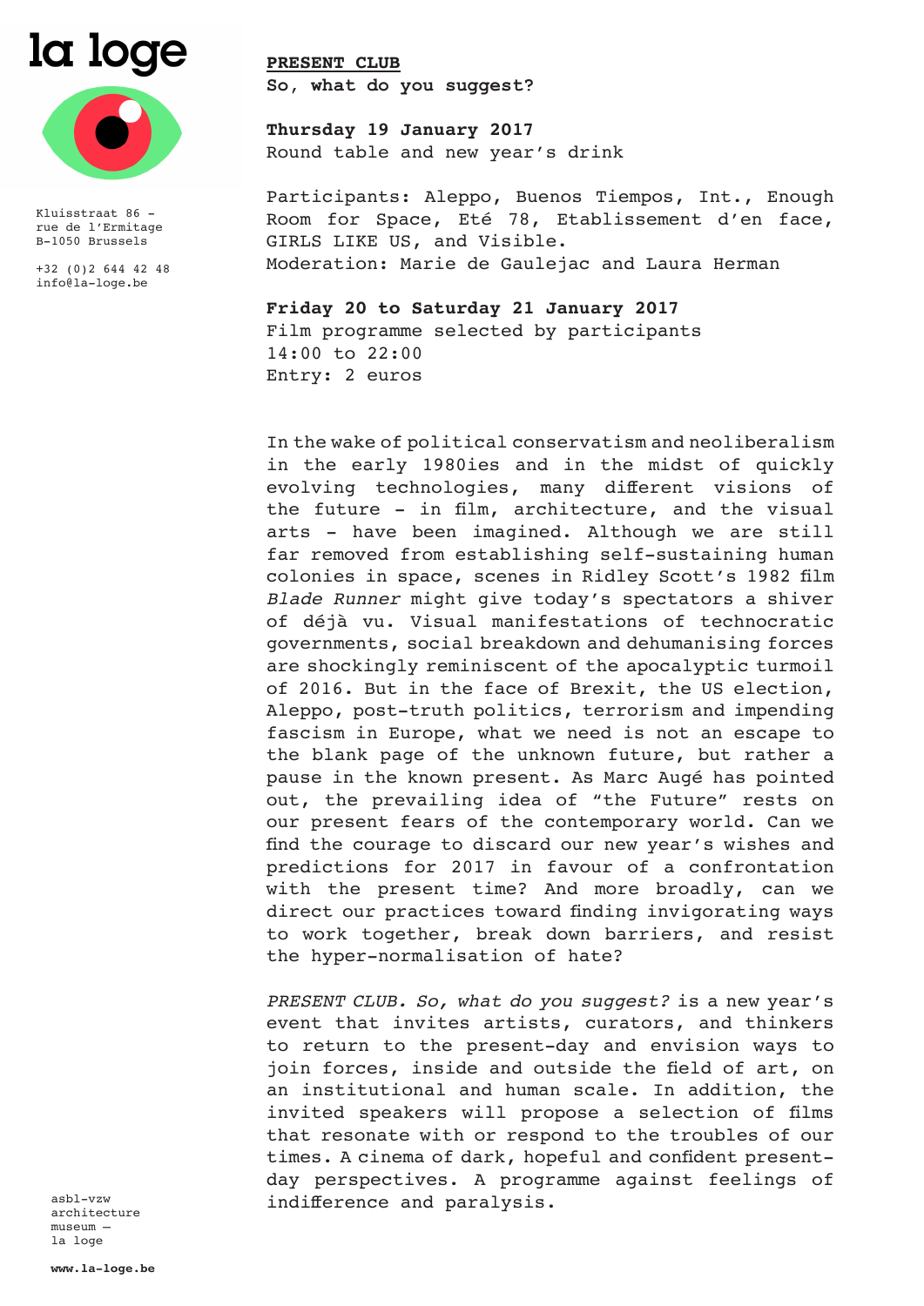la loge

Kluisstraat 86 -
rue de l'Ermitage
B-1050 Brussels

+32 (0)2 644 42 48
info@la-loge.be

**PRESENT CLUB**
So, what do you suggest?

**Thursday 19 January 2017**
Round table and new year's drink

Participants: Aleppo, Buenos Tiempos, Int., Enough Room for Space, Eté 78, Etablissement d'en face, GIRLS LIKE US, and Visible.
Moderation: Marie de Gaulejac and Laura Herman

**Friday 20 to Saturday 21 January 2017**
Film programme selected by participants
14:00 to 22:00
Entry: 2 euros

In the wake of political conservatism and neoliberalism in the early 1980ies and in the midst of quickly evolving technologies, many different visions of the future - in film, architecture, and the visual arts - have been imagined. Although we are still far removed from establishing self-sustaining human colonies in space, scenes in Ridley Scott's 1982 film *Blade Runner* might give today's spectators a shiver of déjà vu. Visual manifestations of technocratic governments, social breakdown and dehumanising forces are shockingly reminiscent of the apocalyptic turmoil of 2016. But in the face of Brexit, the US election, Aleppo, post-truth politics, terrorism and impending fascism in Europe, what we need is not an escape to the blank page of the unknown future, but rather a pause in the known present. As Marc Augé has pointed out, the prevailing idea of "the Future" rests on our present fears of the contemporary world. Can we find the courage to discard our new year's wishes and predictions for 2017 in favour of a confrontation with the present time? And more broadly, can we direct our practices toward finding invigorating ways to work together, break down barriers, and resist the hyper-normalisation of hate?

*PRESENT CLUB. So, what do you suggest?* is a new year's event that invites artists, curators, and thinkers to return to the present-day and envision ways to join forces, inside and outside the field of art, on an institutional and human scale. In addition, the invited speakers will propose a selection of films that resonate with or respond to the troubles of our times. A cinema of dark, hopeful and confident present-day perspectives. A programme against feelings of indifference and paralysis.

asbl-vzw
architecture
museum —
la loge

**www.la-loge.be**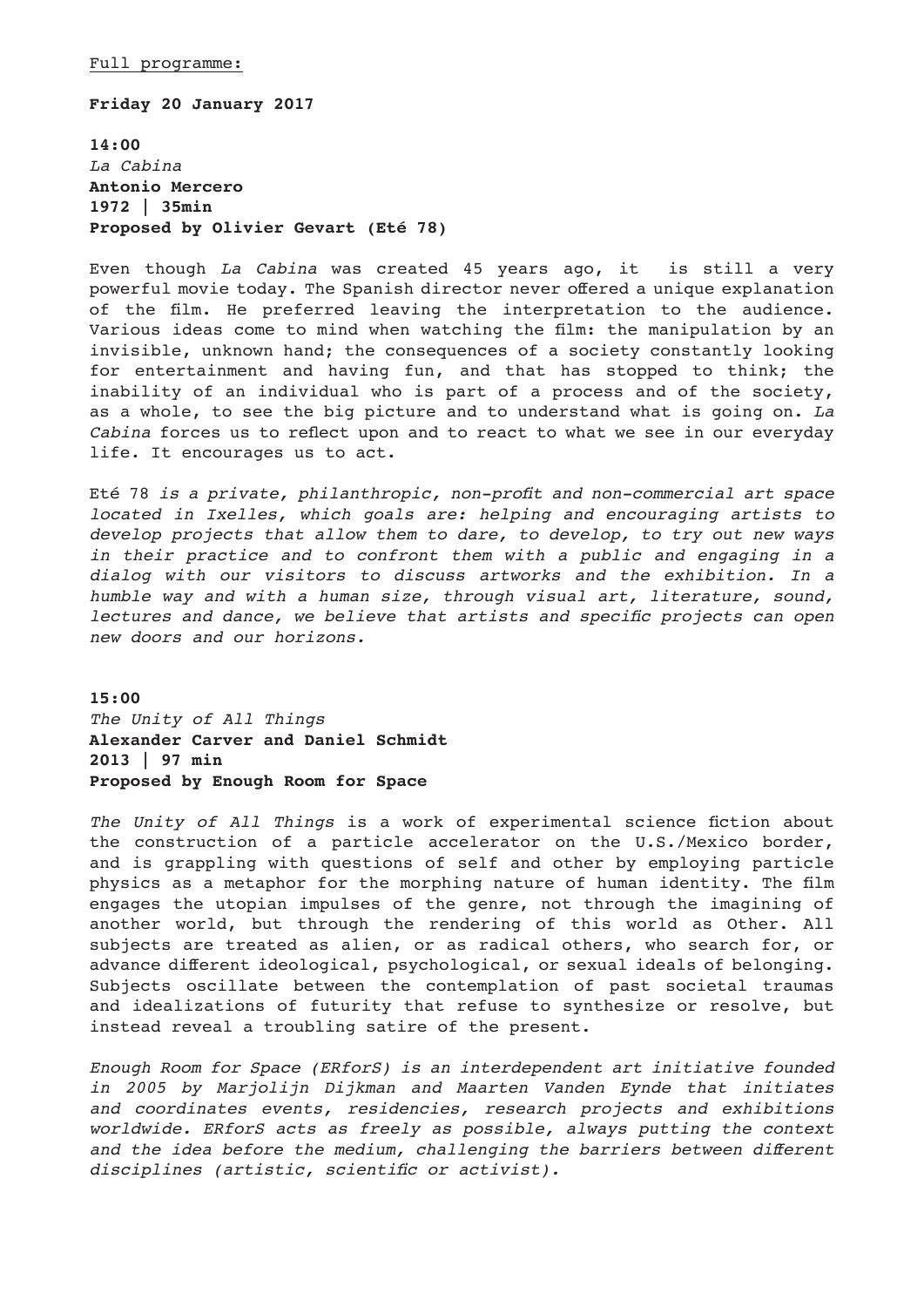Full programme:

**Friday 20 January 2017**

**14:00**
*La Cabina*
**Antonio Mercero**
**1972 | 35min**
**Proposed by Olivier Gevart (Eté 78)**

Even though *La Cabina* was created 45 years ago, it is still a very powerful movie today. The Spanish director never offered a unique explanation of the film. He preferred leaving the interpretation to the audience. Various ideas come to mind when watching the film: the manipulation by an invisible, unknown hand; the consequences of a society constantly looking for entertainment and having fun, and that has stopped to think; the inability of an individual who is part of a process and of the society, as a whole, to see the big picture and to understand what is going on. *La Cabina* forces us to reflect upon and to react to what we see in our everyday life. It encourages us to act.

Eté 78 *is a private, philanthropic, non-profit and non-commercial art space located in Ixelles, which goals are: helping and encouraging artists to develop projects that allow them to dare, to develop, to try out new ways in their practice and to confront them with a public and engaging in a dialog with our visitors to discuss artworks and the exhibition. In a humble way and with a human size, through visual art, literature, sound, lectures and dance, we believe that artists and specific projects can open new doors and our horizons.*

**15:00**
*The Unity of All Things*
**Alexander Carver and Daniel Schmidt**
**2013 | 97 min**
**Proposed by Enough Room for Space**

*The Unity of All Things* is a work of experimental science fiction about the construction of a particle accelerator on the U.S./Mexico border, and is grappling with questions of self and other by employing particle physics as a metaphor for the morphing nature of human identity. The film engages the utopian impulses of the genre, not through the imagining of another world, but through the rendering of this world as Other. All subjects are treated as alien, or as radical others, who search for, or advance different ideological, psychological, or sexual ideals of belonging. Subjects oscillate between the contemplation of past societal traumas and idealizations of futurity that refuse to synthesize or resolve, but instead reveal a troubling satire of the present.

*Enough Room for Space (ERforS) is an interdependent art initiative founded in 2005 by Marjolijn Dijkman and Maarten Vanden Eynde that initiates and coordinates events, residencies, research projects and exhibitions worldwide. ERforS acts as freely as possible, always putting the context and the idea before the medium, challenging the barriers between different disciplines (artistic, scientific or activist).*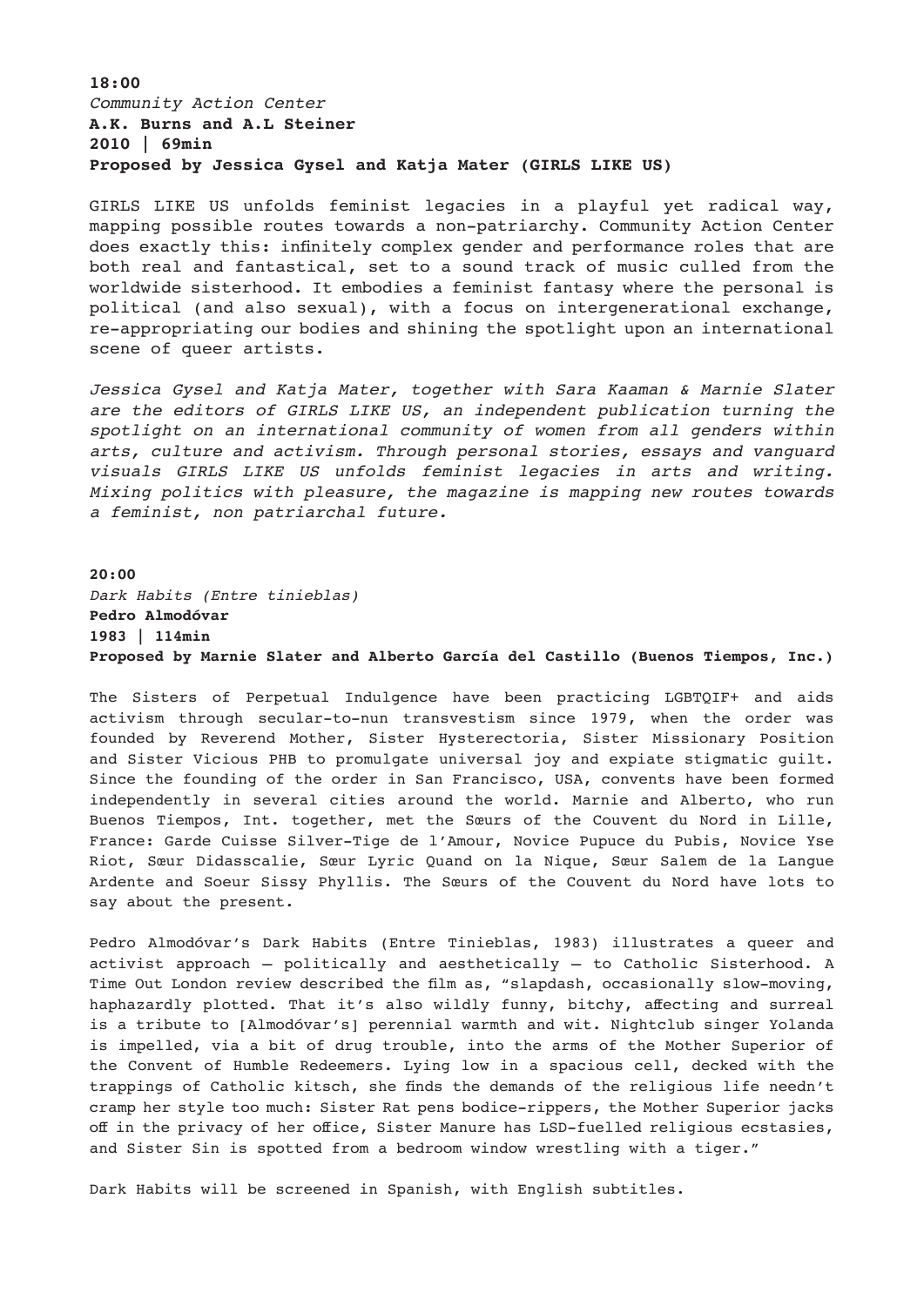**18:00**
*Community Action Center*
**A.K. Burns and A.L Steiner**
**2010 | 69min**
**Proposed by Jessica Gysel and Katja Mater (GIRLS LIKE US)**

GIRLS LIKE US unfolds feminist legacies in a playful yet radical way, mapping possible routes towards a non-patriarchy. Community Action Center does exactly this: infinitely complex gender and performance roles that are both real and fantastical, set to a sound track of music culled from the worldwide sisterhood. It embodies a feminist fantasy where the personal is political (and also sexual), with a focus on intergenerational exchange, re-appropriating our bodies and shining the spotlight upon an international scene of queer artists.

*Jessica Gysel and Katja Mater, together with Sara Kaaman & Marnie Slater are the editors of GIRLS LIKE US, an independent publication turning the spotlight on an international community of women from all genders within arts, culture and activism. Through personal stories, essays and vanguard visuals GIRLS LIKE US unfolds feminist legacies in arts and writing. Mixing politics with pleasure, the magazine is mapping new routes towards a feminist, non patriarchal future.*

**20:00**
*Dark Habits (Entre tinieblas)*
**Pedro Almodóvar**
**1983 | 114min**
**Proposed by Marnie Slater and Alberto García del Castillo (Buenos Tiempos, Inc.)**

The Sisters of Perpetual Indulgence have been practicing LGBTQIF+ and aids activism through secular-to-nun transvestism since 1979, when the order was founded by Reverend Mother, Sister Hysterectoria, Sister Missionary Position and Sister Vicious PHB to promulgate universal joy and expiate stigmatic guilt. Since the founding of the order in San Francisco, USA, convents have been formed independently in several cities around the world. Marnie and Alberto, who run Buenos Tiempos, Int. together, met the Sœurs of the Couvent du Nord in Lille, France: Garde Cuisse Silver-Tige de l'Amour, Novice Pupuce du Pubis, Novice Yse Riot, Sœur Didasscalie, Sœur Lyric Quand on la Nique, Sœur Salem de la Langue Ardente and Soeur Sissy Phyllis. The Sœurs of the Couvent du Nord have lots to say about the present.

Pedro Almodóvar's Dark Habits (Entre Tinieblas, 1983) illustrates a queer and activist approach – politically and aesthetically – to Catholic Sisterhood. A Time Out London review described the film as, "slapdash, occasionally slow-moving, haphazardly plotted. That it's also wildly funny, bitchy, affecting and surreal is a tribute to [Almodóvar's] perennial warmth and wit. Nightclub singer Yolanda is impelled, via a bit of drug trouble, into the arms of the Mother Superior of the Convent of Humble Redeemers. Lying low in a spacious cell, decked with the trappings of Catholic kitsch, she finds the demands of the religious life needn't cramp her style too much: Sister Rat pens bodice-rippers, the Mother Superior jacks off in the privacy of her office, Sister Manure has LSD-fuelled religious ecstasies, and Sister Sin is spotted from a bedroom window wrestling with a tiger."

Dark Habits will be screened in Spanish, with English subtitles.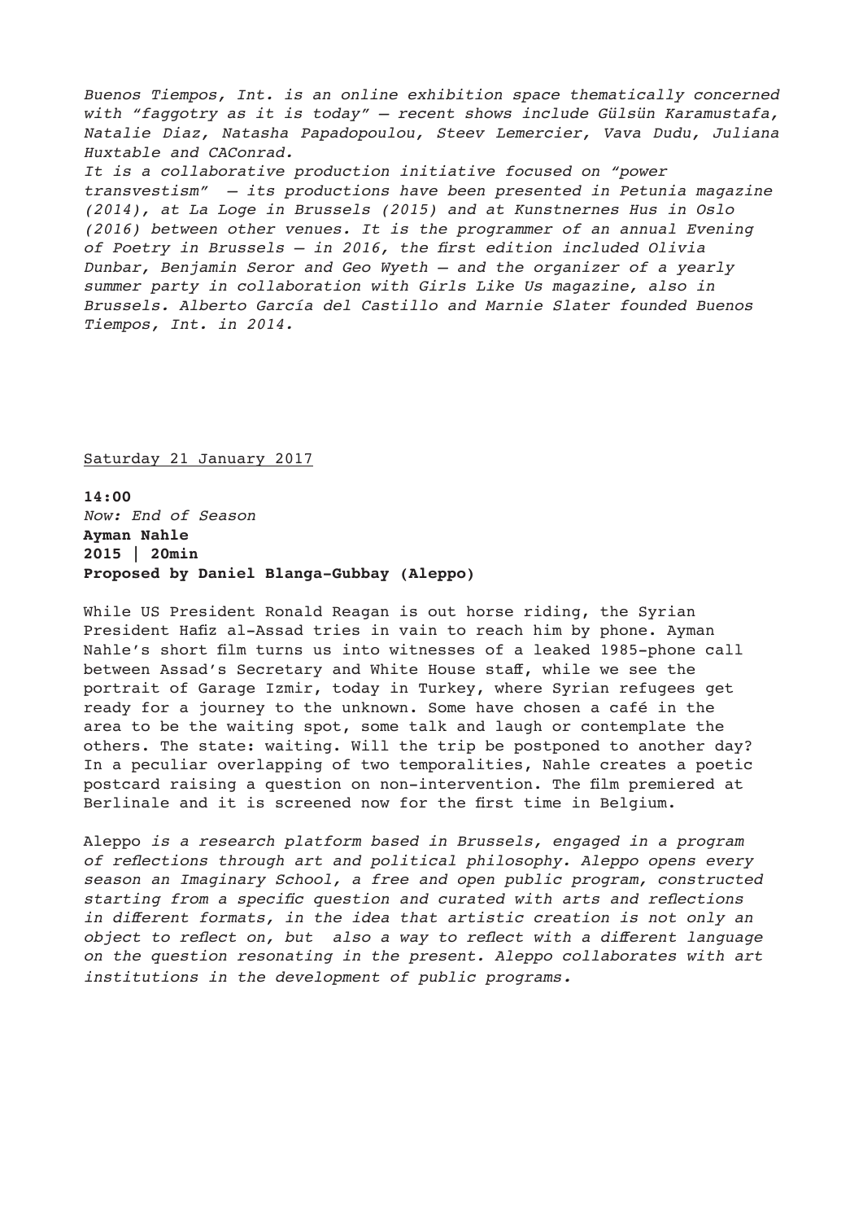*Buenos Tiempos, Int. is an online exhibition space thematically concerned with "faggotry as it is today" – recent shows include Gülsün Karamustafa, Natalie Diaz, Natasha Papadopoulou, Steev Lemercier, Vava Dudu, Juliana Huxtable and CAConrad.*
*It is a collaborative production initiative focused on "power transvestism" – its productions have been presented in Petunia magazine (2014), at La Loge in Brussels (2015) and at Kunstnernes Hus in Oslo (2016) between other venues. It is the programmer of an annual Evening of Poetry in Brussels – in 2016, the first edition included Olivia Dunbar, Benjamin Seror and Geo Wyeth – and the organizer of a yearly summer party in collaboration with Girls Like Us magazine, also in Brussels. Alberto García del Castillo and Marnie Slater founded Buenos Tiempos, Int. in 2014.*

<u>Saturday 21 January 2017</u>

**14:00**
*Now: End of Season*
**Ayman Nahle**
**2015 | 20min**
**Proposed by Daniel Blanga-Gubbay (Aleppo)**

While US President Ronald Reagan is out horse riding, the Syrian President Hafiz al-Assad tries in vain to reach him by phone. Ayman Nahle's short film turns us into witnesses of a leaked 1985-phone call between Assad's Secretary and White House staff, while we see the portrait of Garage Izmir, today in Turkey, where Syrian refugees get ready for a journey to the unknown. Some have chosen a café in the area to be the waiting spot, some talk and laugh or contemplate the others. The state: waiting. Will the trip be postponed to another day? In a peculiar overlapping of two temporalities, Nahle creates a poetic postcard raising a question on non-intervention. The film premiered at Berlinale and it is screened now for the first time in Belgium.

Aleppo *is a research platform based in Brussels, engaged in a program of reflections through art and political philosophy. Aleppo opens every season an Imaginary School, a free and open public program, constructed starting from a specific question and curated with arts and reflections in different formats, in the idea that artistic creation is not only an object to reflect on, but also a way to reflect with a different language on the question resonating in the present. Aleppo collaborates with art institutions in the development of public programs.*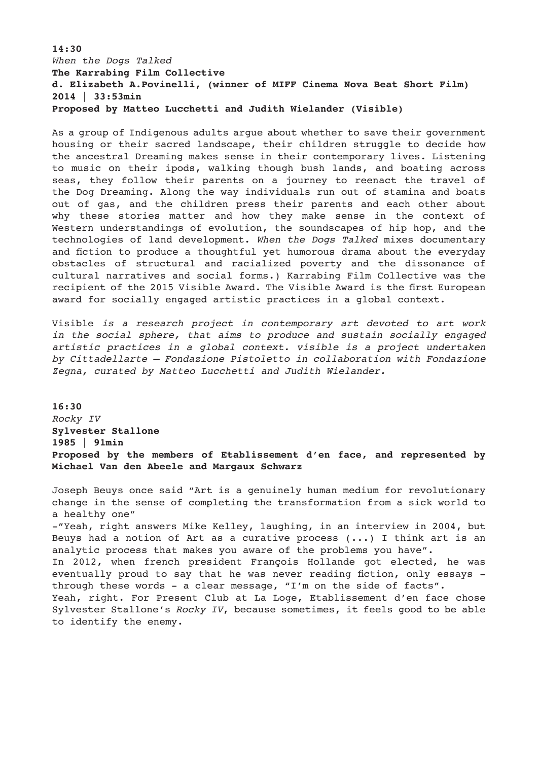**14:30**
*When the Dogs Talked*
**The Karrabing Film Collective**
**d. Elizabeth A.Povinelli, (winner of MIFF Cinema Nova Beat Short Film)**
**2014 | 33:53min**
**Proposed by Matteo Lucchetti and Judith Wielander (Visible)**

As a group of Indigenous adults argue about whether to save their government housing or their sacred landscape, their children struggle to decide how the ancestral Dreaming makes sense in their contemporary lives. Listening to music on their ipods, walking though bush lands, and boating across seas, they follow their parents on a journey to reenact the travel of the Dog Dreaming. Along the way individuals run out of stamina and boats out of gas, and the children press their parents and each other about why these stories matter and how they make sense in the context of Western understandings of evolution, the soundscapes of hip hop, and the technologies of land development. *When the Dogs Talked* mixes documentary and fiction to produce a thoughtful yet humorous drama about the everyday obstacles of structural and racialized poverty and the dissonance of cultural narratives and social forms.) Karrabing Film Collective was the recipient of the 2015 Visible Award. The Visible Award is the first European award for socially engaged artistic practices in a global context.

Visible *is a research project in contemporary art devoted to art work in the social sphere, that aims to produce and sustain socially engaged artistic practices in a global context. visible is a project undertaken by Cittadellarte – Fondazione Pistoletto in collaboration with Fondazione Zegna, curated by Matteo Lucchetti and Judith Wielander.*

**16:30**
*Rocky IV*
**Sylvester Stallone**
**1985 | 91min**
**Proposed by the members of Etablissement d'en face, and represented by Michael Van den Abeele and Margaux Schwarz**

Joseph Beuys once said "Art is a genuinely human medium for revolutionary change in the sense of completing the transformation from a sick world to a healthy one"
-"Yeah, right answers Mike Kelley, laughing, in an interview in 2004, but Beuys had a notion of Art as a curative process (...) I think art is an analytic process that makes you aware of the problems you have".
In 2012, when french president François Hollande got elected, he was eventually proud to say that he was never reading fiction, only essays - through these words - a clear message, "I'm on the side of facts".
Yeah, right. For Present Club at La Loge, Etablissement d'en face chose Sylvester Stallone's *Rocky IV*, because sometimes, it feels good to be able to identify the enemy.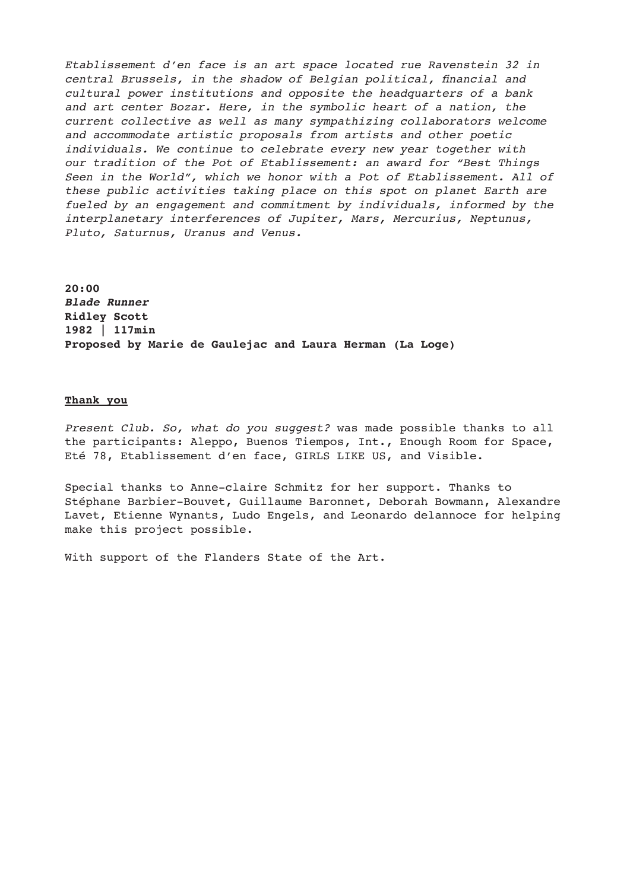*Etablissement d'en face is an art space located rue Ravenstein 32 in central Brussels, in the shadow of Belgian political, financial and cultural power institutions and opposite the headquarters of a bank and art center Bozar. Here, in the symbolic heart of a nation, the current collective as well as many sympathizing collaborators welcome and accommodate artistic proposals from artists and other poetic individuals. We continue to celebrate every new year together with our tradition of the Pot of Etablissement: an award for "Best Things Seen in the World", which we honor with a Pot of Etablissement. All of these public activities taking place on this spot on planet Earth are fueled by an engagement and commitment by individuals, informed by the interplanetary interferences of Jupiter, Mars, Mercurius, Neptunus, Pluto, Saturnus, Uranus and Venus.*

**20:00**
***Blade Runner***
**Ridley Scott**
**1982 | 117min**
**Proposed by Marie de Gaulejac and Laura Herman (La Loge)**

**<u>Thank you</u>**

*Present Club. So, what do you suggest?* was made possible thanks to all the participants: Aleppo, Buenos Tiempos, Int., Enough Room for Space, Eté 78, Etablissement d'en face, GIRLS LIKE US, and Visible.

Special thanks to Anne-claire Schmitz for her support. Thanks to Stéphane Barbier-Bouvet, Guillaume Baronnet, Deborah Bowmann, Alexandre Lavet, Etienne Wynants, Ludo Engels, and Leonardo delannoce for helping make this project possible.

With support of the Flanders State of the Art.